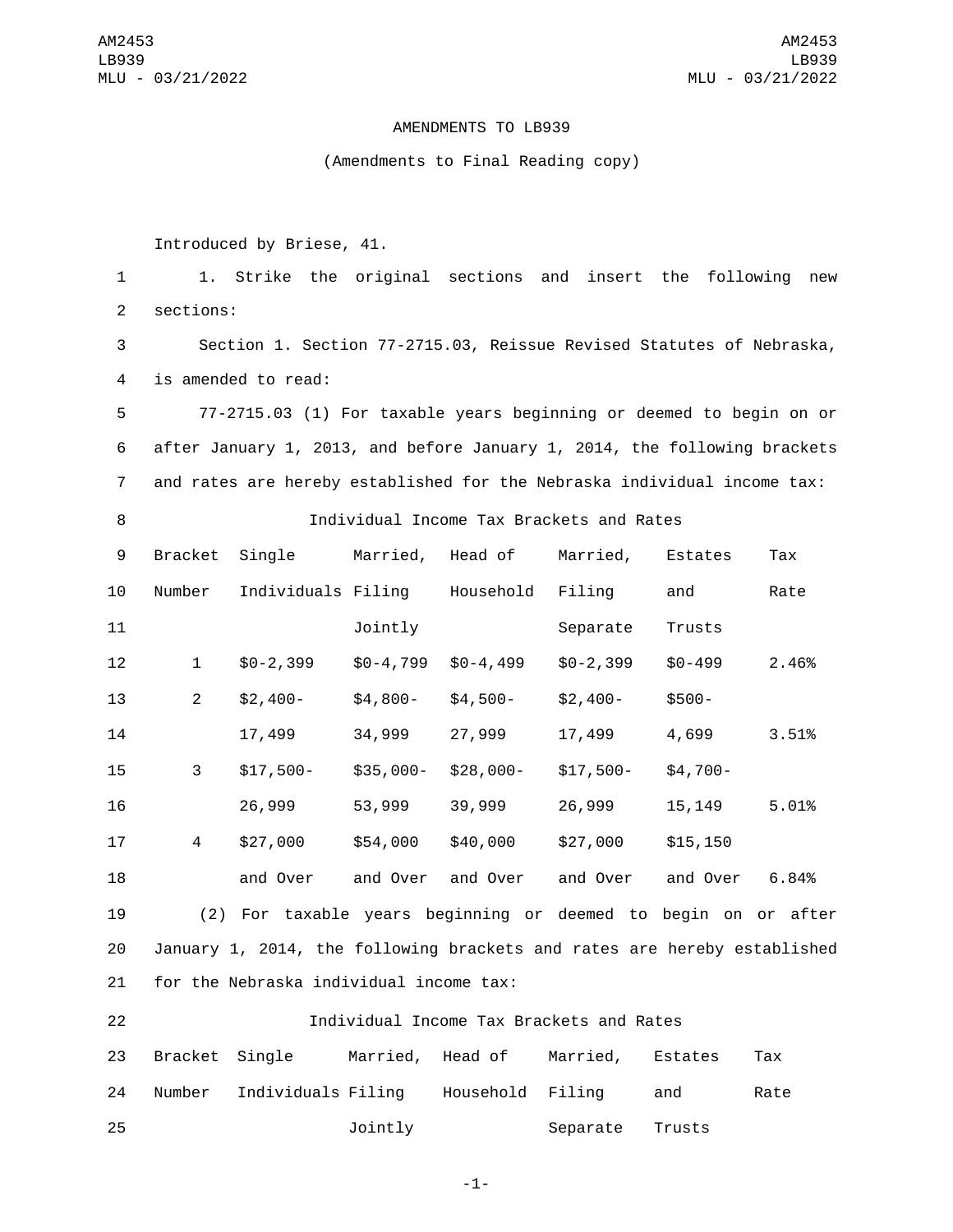AMENDMENTS TO LB939

(Amendments to Final Reading copy)

Introduced by Briese, 41.

1. Strike the original sections and insert the following new sections:

Section 1. Section 77-2715.03, Reissue Revised Statutes of Nebraska, is amended to read:

77-2715.03 (1) For taxable years beginning or deemed to begin on or after January 1, 2013, and before January 1, 2014, the following brackets and rates are hereby established for the Nebraska individual income tax:

Individual Income Tax Brackets and Rates

| Bracket Number | Single Individuals | Married, Filing Jointly | Head of Household | Married, Filing Separate | Estates and Trusts | Tax Rate |
|---|---|---|---|---|---|---|
| 1 | $0-2,399 | $0-4,799 | $0-4,499 | $0-2,399 | $0-499 | 2.46% |
| 2 | $2,400-17,499 | $4,800-34,999 | $4,500-27,999 | $2,400-17,499 | $500-4,699 | 3.51% |
| 3 | $17,500-26,999 | $35,000-53,999 | $28,000-39,999 | $17,500-26,999 | $4,700-15,149 | 5.01% |
| 4 | $27,000 and Over | $54,000 and Over | $40,000 and Over | $27,000 and Over | $15,150 and Over | 6.84% |

(2) For taxable years beginning or deemed to begin on or after January 1, 2014, the following brackets and rates are hereby established for the Nebraska individual income tax:

Individual Income Tax Brackets and Rates

| Bracket Number | Single Individuals | Married, Filing Jointly | Head of Household | Married, Filing Separate | Estates and Trusts | Tax Rate |
|---|---|---|---|---|---|---|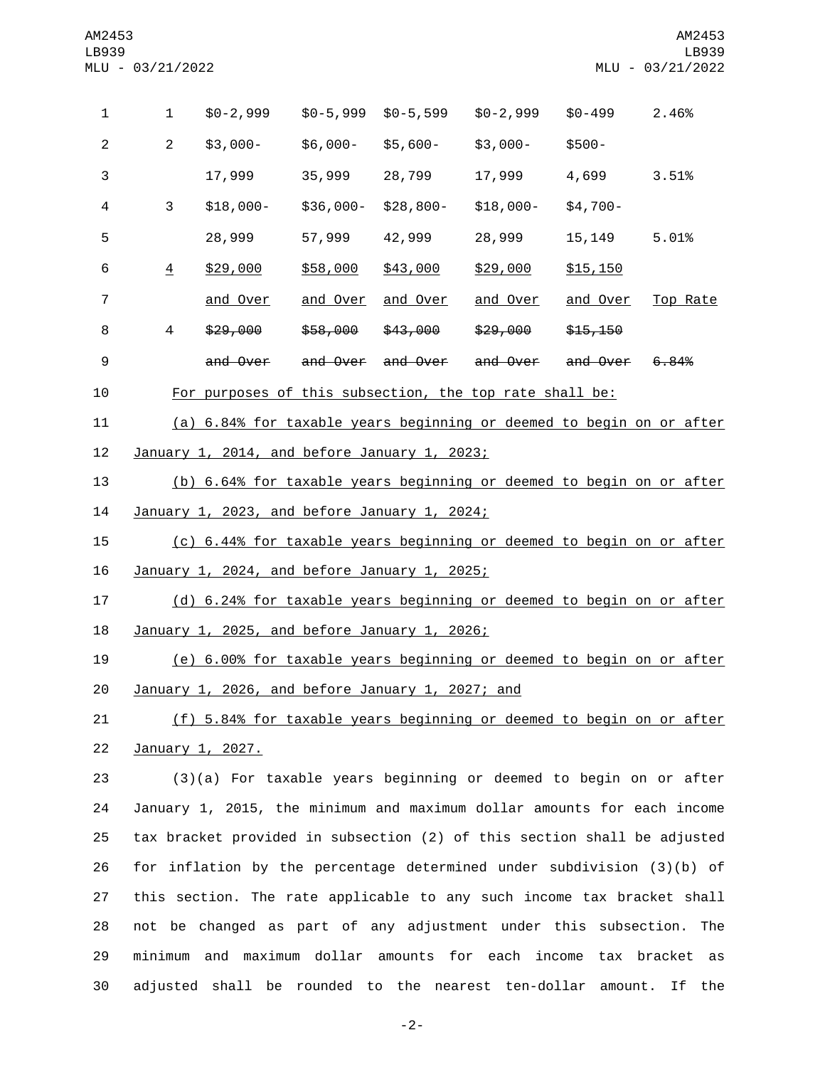| | | | | | | |
|---|---|---|---|---|---|---|
| 1 | $0-2,999 | $0-5,999 | $0-5,599 | $0-2,999 | $0-499 | 2.46% |
| 2 | $3,000-17,999 | $6,000-35,999 | $5,600-28,799 | $3,000-17,999 | $500-4,699 | 3.51% |
| 3 | $18,000-28,999 | $36,000-57,999 | $28,800-42,999 | $18,000-28,999 | $4,700-15,149 | 5.01% |
| 4 | $29,000 and Over | $58,000 and Over | $43,000 and Over | $29,000 and Over | $15,150 and Over | Top Rate |
| ~~4~~ | ~~$29,000 and Over~~ | ~~$58,000 and Over~~ | ~~$43,000 and Over~~ | ~~$29,000 and Over~~ | ~~$15,150 and Over~~ | ~~6.84%~~ |

For purposes of this subsection, the top rate shall be:

(a) 6.84% for taxable years beginning or deemed to begin on or after January 1, 2014, and before January 1, 2023;

(b) 6.64% for taxable years beginning or deemed to begin on or after January 1, 2023, and before January 1, 2024;

(c) 6.44% for taxable years beginning or deemed to begin on or after January 1, 2024, and before January 1, 2025;

(d) 6.24% for taxable years beginning or deemed to begin on or after January 1, 2025, and before January 1, 2026;

(e) 6.00% for taxable years beginning or deemed to begin on or after January 1, 2026, and before January 1, 2027; and

(f) 5.84% for taxable years beginning or deemed to begin on or after January 1, 2027.

(3)(a) For taxable years beginning or deemed to begin on or after January 1, 2015, the minimum and maximum dollar amounts for each income tax bracket provided in subsection (2) of this section shall be adjusted for inflation by the percentage determined under subdivision (3)(b) of this section. The rate applicable to any such income tax bracket shall not be changed as part of any adjustment under this subsection. The minimum and maximum dollar amounts for each income tax bracket as adjusted shall be rounded to the nearest ten-dollar amount. If the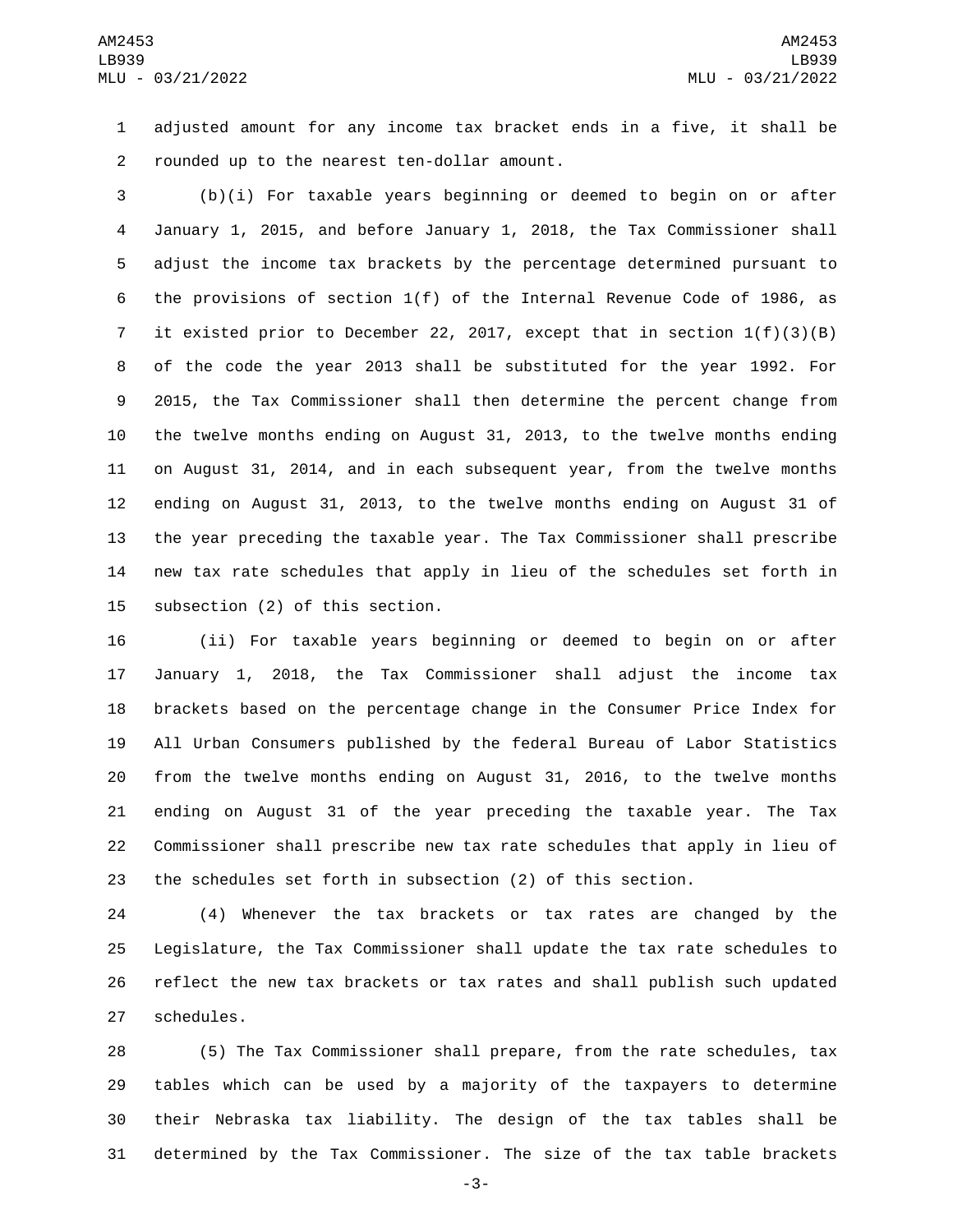adjusted amount for any income tax bracket ends in a five, it shall be rounded up to the nearest ten-dollar amount.

(b)(i) For taxable years beginning or deemed to begin on or after January 1, 2015, and before January 1, 2018, the Tax Commissioner shall adjust the income tax brackets by the percentage determined pursuant to the provisions of section 1(f) of the Internal Revenue Code of 1986, as it existed prior to December 22, 2017, except that in section 1(f)(3)(B) of the code the year 2013 shall be substituted for the year 1992. For 2015, the Tax Commissioner shall then determine the percent change from the twelve months ending on August 31, 2013, to the twelve months ending on August 31, 2014, and in each subsequent year, from the twelve months ending on August 31, 2013, to the twelve months ending on August 31 of the year preceding the taxable year. The Tax Commissioner shall prescribe new tax rate schedules that apply in lieu of the schedules set forth in subsection (2) of this section.

(ii) For taxable years beginning or deemed to begin on or after January 1, 2018, the Tax Commissioner shall adjust the income tax brackets based on the percentage change in the Consumer Price Index for All Urban Consumers published by the federal Bureau of Labor Statistics from the twelve months ending on August 31, 2016, to the twelve months ending on August 31 of the year preceding the taxable year. The Tax Commissioner shall prescribe new tax rate schedules that apply in lieu of the schedules set forth in subsection (2) of this section.

(4) Whenever the tax brackets or tax rates are changed by the Legislature, the Tax Commissioner shall update the tax rate schedules to reflect the new tax brackets or tax rates and shall publish such updated schedules.

(5) The Tax Commissioner shall prepare, from the rate schedules, tax tables which can be used by a majority of the taxpayers to determine their Nebraska tax liability. The design of the tax tables shall be determined by the Tax Commissioner. The size of the tax table brackets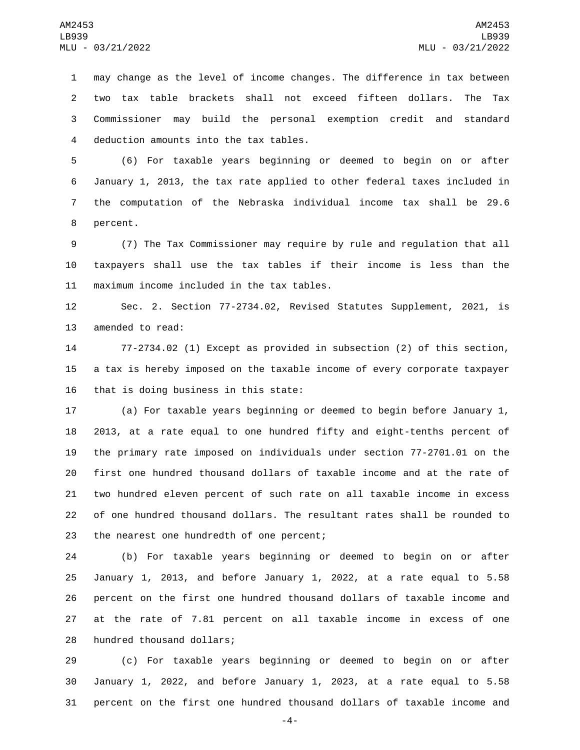may change as the level of income changes. The difference in tax between two tax table brackets shall not exceed fifteen dollars. The Tax Commissioner may build the personal exemption credit and standard deduction amounts into the tax tables.

(6) For taxable years beginning or deemed to begin on or after January 1, 2013, the tax rate applied to other federal taxes included in the computation of the Nebraska individual income tax shall be 29.6 percent.

(7) The Tax Commissioner may require by rule and regulation that all taxpayers shall use the tax tables if their income is less than the maximum income included in the tax tables.

Sec. 2. Section 77-2734.02, Revised Statutes Supplement, 2021, is amended to read:

77-2734.02 (1) Except as provided in subsection (2) of this section, a tax is hereby imposed on the taxable income of every corporate taxpayer that is doing business in this state:

(a) For taxable years beginning or deemed to begin before January 1, 2013, at a rate equal to one hundred fifty and eight-tenths percent of the primary rate imposed on individuals under section 77-2701.01 on the first one hundred thousand dollars of taxable income and at the rate of two hundred eleven percent of such rate on all taxable income in excess of one hundred thousand dollars. The resultant rates shall be rounded to the nearest one hundredth of one percent;

(b) For taxable years beginning or deemed to begin on or after January 1, 2013, and before January 1, 2022, at a rate equal to 5.58 percent on the first one hundred thousand dollars of taxable income and at the rate of 7.81 percent on all taxable income in excess of one hundred thousand dollars;

(c) For taxable years beginning or deemed to begin on or after January 1, 2022, and before January 1, 2023, at a rate equal to 5.58 percent on the first one hundred thousand dollars of taxable income and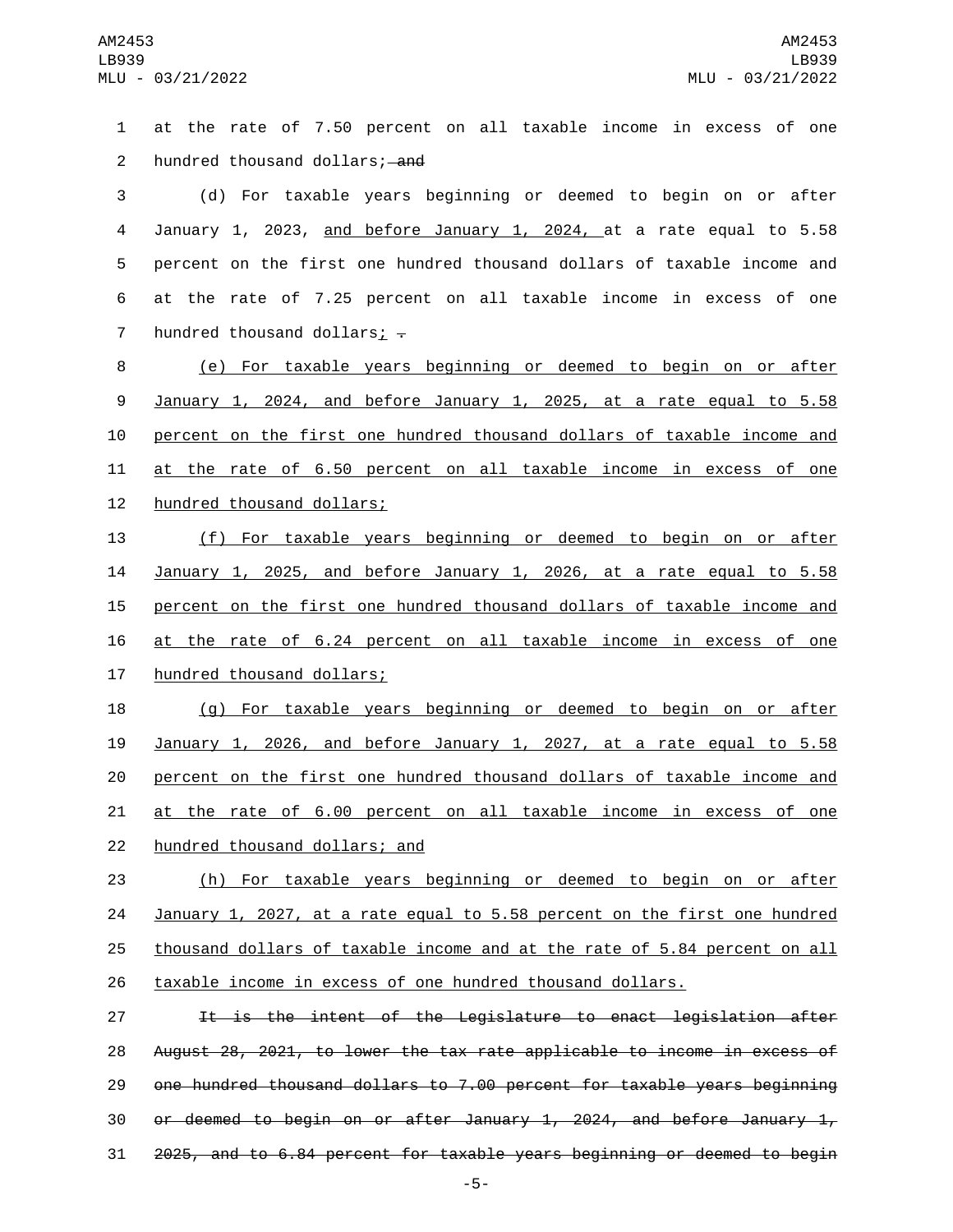at the rate of 7.50 percent on all taxable income in excess of one hundred thousand dollars; ~~and~~

(d) For taxable years beginning or deemed to begin on or after January 1, 2023, <u>and before January 1, 2024,</u> at a rate equal to 5.58 percent on the first one hundred thousand dollars of taxable income and at the rate of 7.25 percent on all taxable income in excess of one hundred thousand dollars<u>;</u> ~~.~~

<u>(e) For taxable years beginning or deemed to begin on or after January 1, 2024, and before January 1, 2025, at a rate equal to 5.58 percent on the first one hundred thousand dollars of taxable income and at the rate of 6.50 percent on all taxable income in excess of one hundred thousand dollars;</u>

<u>(f) For taxable years beginning or deemed to begin on or after January 1, 2025, and before January 1, 2026, at a rate equal to 5.58 percent on the first one hundred thousand dollars of taxable income and at the rate of 6.24 percent on all taxable income in excess of one hundred thousand dollars;</u>

<u>(g) For taxable years beginning or deemed to begin on or after January 1, 2026, and before January 1, 2027, at a rate equal to 5.58 percent on the first one hundred thousand dollars of taxable income and at the rate of 6.00 percent on all taxable income in excess of one hundred thousand dollars; and</u>

<u>(h) For taxable years beginning or deemed to begin on or after January 1, 2027, at a rate equal to 5.58 percent on the first one hundred thousand dollars of taxable income and at the rate of 5.84 percent on all taxable income in excess of one hundred thousand dollars.</u>

~~It is the intent of the Legislature to enact legislation after August 28, 2021, to lower the tax rate applicable to income in excess of one hundred thousand dollars to 7.00 percent for taxable years beginning or deemed to begin on or after January 1, 2024, and before January 1, 2025, and to 6.84 percent for taxable years beginning or deemed to begin~~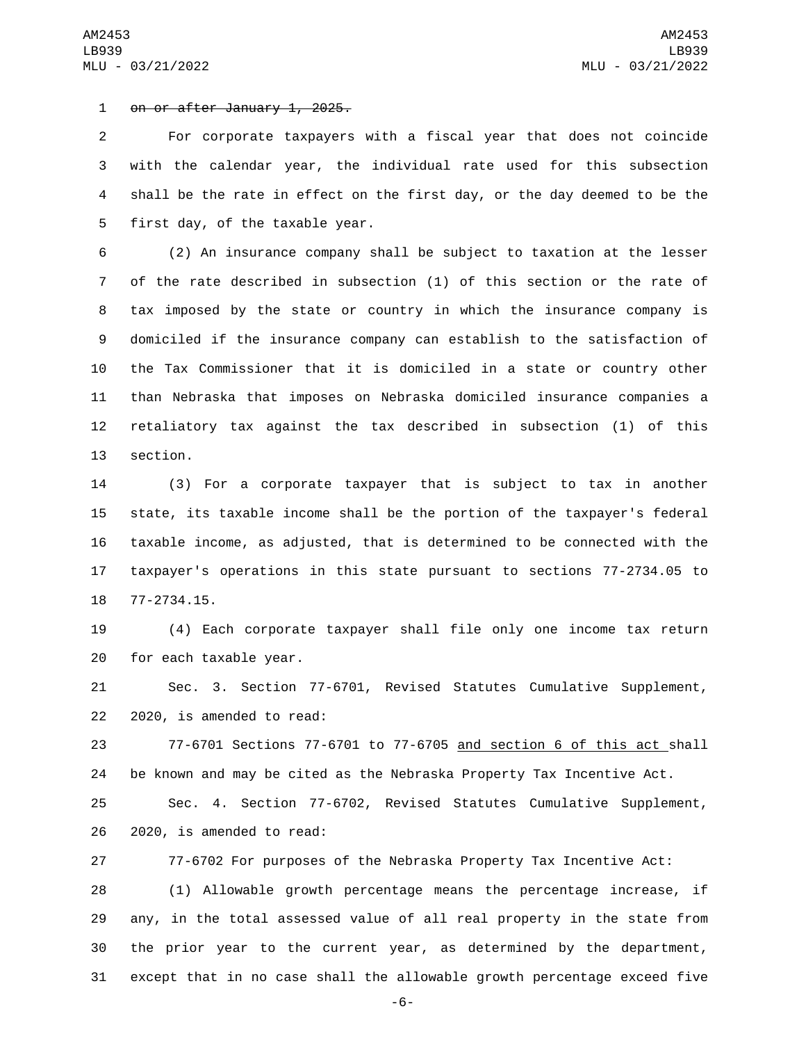~~on or after January 1, 2025.~~

For corporate taxpayers with a fiscal year that does not coincide with the calendar year, the individual rate used for this subsection shall be the rate in effect on the first day, or the day deemed to be the first day, of the taxable year.

(2) An insurance company shall be subject to taxation at the lesser of the rate described in subsection (1) of this section or the rate of tax imposed by the state or country in which the insurance company is domiciled if the insurance company can establish to the satisfaction of the Tax Commissioner that it is domiciled in a state or country other than Nebraska that imposes on Nebraska domiciled insurance companies a retaliatory tax against the tax described in subsection (1) of this section.

(3) For a corporate taxpayer that is subject to tax in another state, its taxable income shall be the portion of the taxpayer's federal taxable income, as adjusted, that is determined to be connected with the taxpayer's operations in this state pursuant to sections 77-2734.05 to 77-2734.15.

(4) Each corporate taxpayer shall file only one income tax return for each taxable year.

Sec. 3. Section 77-6701, Revised Statutes Cumulative Supplement, 2020, is amended to read:

77-6701 Sections 77-6701 to 77-6705 <u>and section 6 of this act</u> shall be known and may be cited as the Nebraska Property Tax Incentive Act.

Sec. 4. Section 77-6702, Revised Statutes Cumulative Supplement, 2020, is amended to read:

77-6702 For purposes of the Nebraska Property Tax Incentive Act:

(1) Allowable growth percentage means the percentage increase, if any, in the total assessed value of all real property in the state from the prior year to the current year, as determined by the department, except that in no case shall the allowable growth percentage exceed five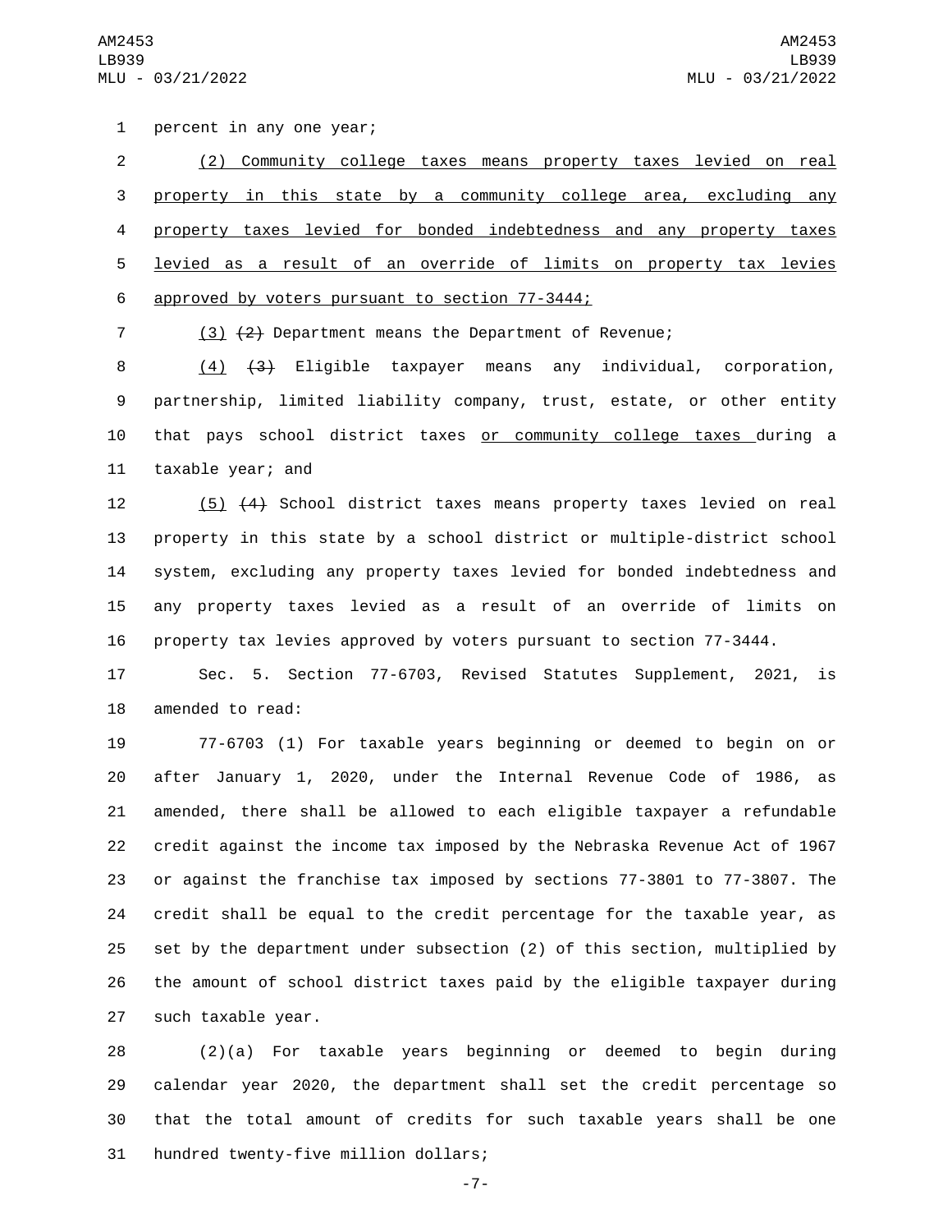percent in any one year;

(2) Community college taxes means property taxes levied on real property in this state by a community college area, excluding any property taxes levied for bonded indebtedness and any property taxes levied as a result of an override of limits on property tax levies approved by voters pursuant to section 77-3444;

(3) ~~(2)~~ Department means the Department of Revenue;

(4) ~~(3)~~ Eligible taxpayer means any individual, corporation, partnership, limited liability company, trust, estate, or other entity that pays school district taxes or community college taxes during a taxable year; and

(5) ~~(4)~~ School district taxes means property taxes levied on real property in this state by a school district or multiple-district school system, excluding any property taxes levied for bonded indebtedness and any property taxes levied as a result of an override of limits on property tax levies approved by voters pursuant to section 77-3444.

Sec. 5. Section 77-6703, Revised Statutes Supplement, 2021, is amended to read:

77-6703 (1) For taxable years beginning or deemed to begin on or after January 1, 2020, under the Internal Revenue Code of 1986, as amended, there shall be allowed to each eligible taxpayer a refundable credit against the income tax imposed by the Nebraska Revenue Act of 1967 or against the franchise tax imposed by sections 77-3801 to 77-3807. The credit shall be equal to the credit percentage for the taxable year, as set by the department under subsection (2) of this section, multiplied by the amount of school district taxes paid by the eligible taxpayer during such taxable year.

(2)(a) For taxable years beginning or deemed to begin during calendar year 2020, the department shall set the credit percentage so that the total amount of credits for such taxable years shall be one hundred twenty-five million dollars;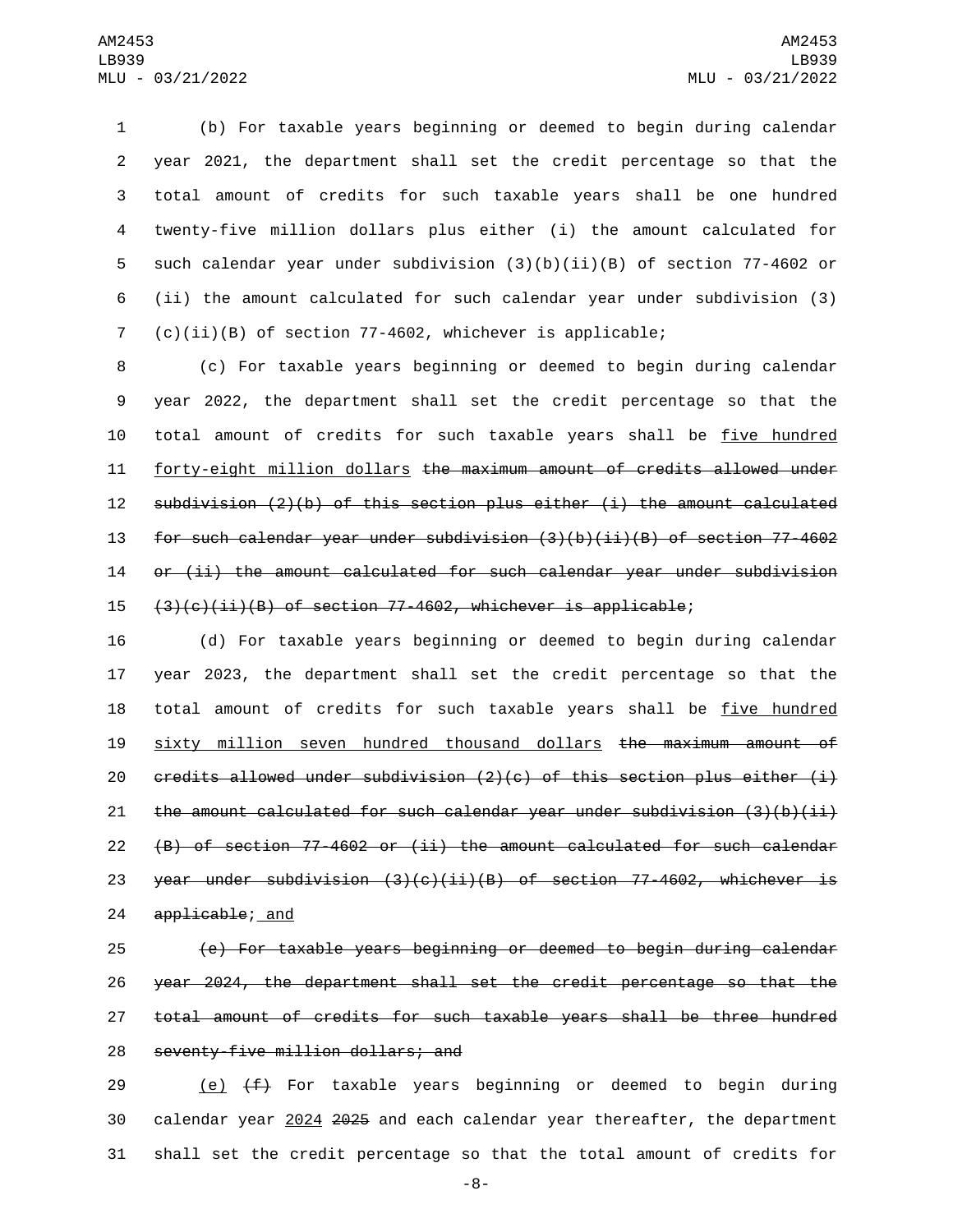(b) For taxable years beginning or deemed to begin during calendar year 2021, the department shall set the credit percentage so that the total amount of credits for such taxable years shall be one hundred twenty-five million dollars plus either (i) the amount calculated for such calendar year under subdivision (3)(b)(ii)(B) of section 77-4602 or (ii) the amount calculated for such calendar year under subdivision (3)(c)(ii)(B) of section 77-4602, whichever is applicable;

(c) For taxable years beginning or deemed to begin during calendar year 2022, the department shall set the credit percentage so that the total amount of credits for such taxable years shall be <u>five hundred forty-eight million dollars</u> ~~the maximum amount of credits allowed under subdivision (2)(b) of this section plus either (i) the amount calculated for such calendar year under subdivision (3)(b)(ii)(B) of section 77-4602 or (ii) the amount calculated for such calendar year under subdivision (3)(c)(ii)(B) of section 77-4602, whichever is applicable~~;

(d) For taxable years beginning or deemed to begin during calendar year 2023, the department shall set the credit percentage so that the total amount of credits for such taxable years shall be <u>five hundred sixty million seven hundred thousand dollars</u> ~~the maximum amount of credits allowed under subdivision (2)(c) of this section plus either (i) the amount calculated for such calendar year under subdivision (3)(b)(ii)(B) of section 77-4602 or (ii) the amount calculated for such calendar year under subdivision (3)(c)(ii)(B) of section 77-4602, whichever is applicable~~; <u>and</u>

~~(e) For taxable years beginning or deemed to begin during calendar year 2024, the department shall set the credit percentage so that the total amount of credits for such taxable years shall be three hundred seventy-five million dollars; and~~

<u>(e)</u> ~~(f)~~ For taxable years beginning or deemed to begin during calendar year <u>2024</u> ~~2025~~ and each calendar year thereafter, the department shall set the credit percentage so that the total amount of credits for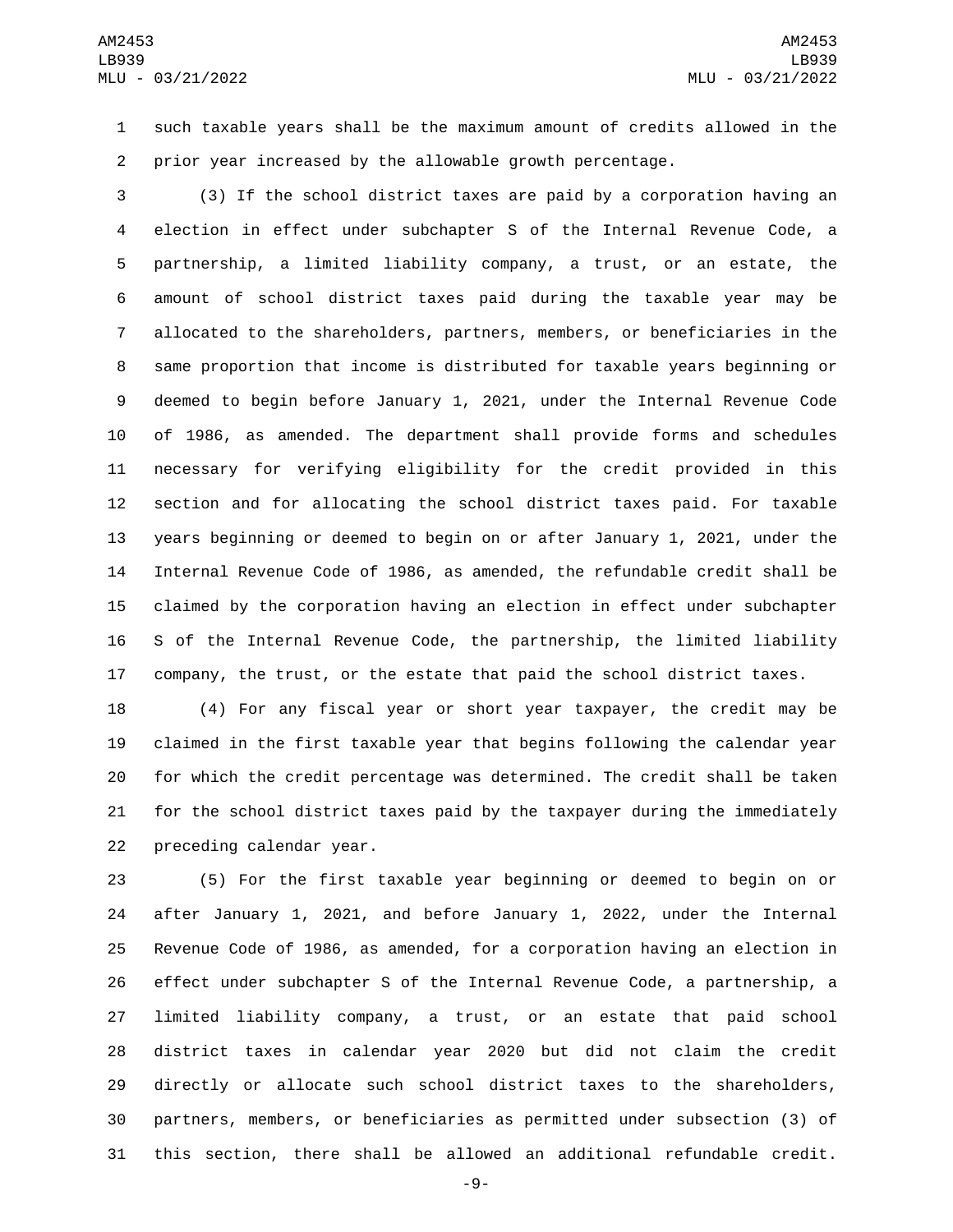such taxable years shall be the maximum amount of credits allowed in the prior year increased by the allowable growth percentage.

(3) If the school district taxes are paid by a corporation having an election in effect under subchapter S of the Internal Revenue Code, a partnership, a limited liability company, a trust, or an estate, the amount of school district taxes paid during the taxable year may be allocated to the shareholders, partners, members, or beneficiaries in the same proportion that income is distributed for taxable years beginning or deemed to begin before January 1, 2021, under the Internal Revenue Code of 1986, as amended. The department shall provide forms and schedules necessary for verifying eligibility for the credit provided in this section and for allocating the school district taxes paid. For taxable years beginning or deemed to begin on or after January 1, 2021, under the Internal Revenue Code of 1986, as amended, the refundable credit shall be claimed by the corporation having an election in effect under subchapter S of the Internal Revenue Code, the partnership, the limited liability company, the trust, or the estate that paid the school district taxes.

(4) For any fiscal year or short year taxpayer, the credit may be claimed in the first taxable year that begins following the calendar year for which the credit percentage was determined. The credit shall be taken for the school district taxes paid by the taxpayer during the immediately preceding calendar year.

(5) For the first taxable year beginning or deemed to begin on or after January 1, 2021, and before January 1, 2022, under the Internal Revenue Code of 1986, as amended, for a corporation having an election in effect under subchapter S of the Internal Revenue Code, a partnership, a limited liability company, a trust, or an estate that paid school district taxes in calendar year 2020 but did not claim the credit directly or allocate such school district taxes to the shareholders, partners, members, or beneficiaries as permitted under subsection (3) of this section, there shall be allowed an additional refundable credit.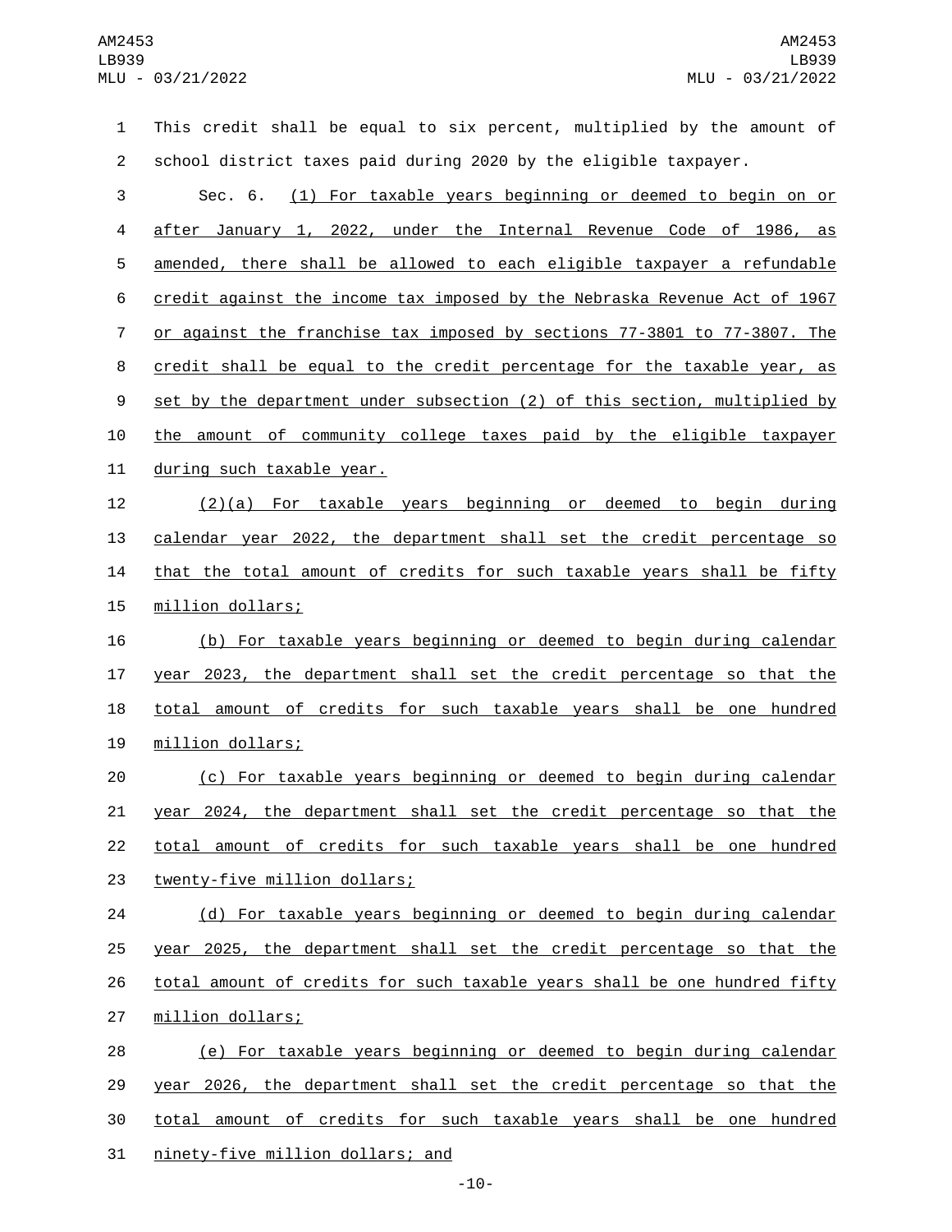This credit shall be equal to six percent, multiplied by the amount of school district taxes paid during 2020 by the eligible taxpayer.

Sec. 6. (1) For taxable years beginning or deemed to begin on or after January 1, 2022, under the Internal Revenue Code of 1986, as amended, there shall be allowed to each eligible taxpayer a refundable credit against the income tax imposed by the Nebraska Revenue Act of 1967 or against the franchise tax imposed by sections 77-3801 to 77-3807. The credit shall be equal to the credit percentage for the taxable year, as set by the department under subsection (2) of this section, multiplied by the amount of community college taxes paid by the eligible taxpayer during such taxable year.

(2)(a) For taxable years beginning or deemed to begin during calendar year 2022, the department shall set the credit percentage so that the total amount of credits for such taxable years shall be fifty million dollars;

(b) For taxable years beginning or deemed to begin during calendar year 2023, the department shall set the credit percentage so that the total amount of credits for such taxable years shall be one hundred million dollars;

(c) For taxable years beginning or deemed to begin during calendar year 2024, the department shall set the credit percentage so that the total amount of credits for such taxable years shall be one hundred twenty-five million dollars;

(d) For taxable years beginning or deemed to begin during calendar year 2025, the department shall set the credit percentage so that the total amount of credits for such taxable years shall be one hundred fifty million dollars;

(e) For taxable years beginning or deemed to begin during calendar year 2026, the department shall set the credit percentage so that the total amount of credits for such taxable years shall be one hundred ninety-five million dollars; and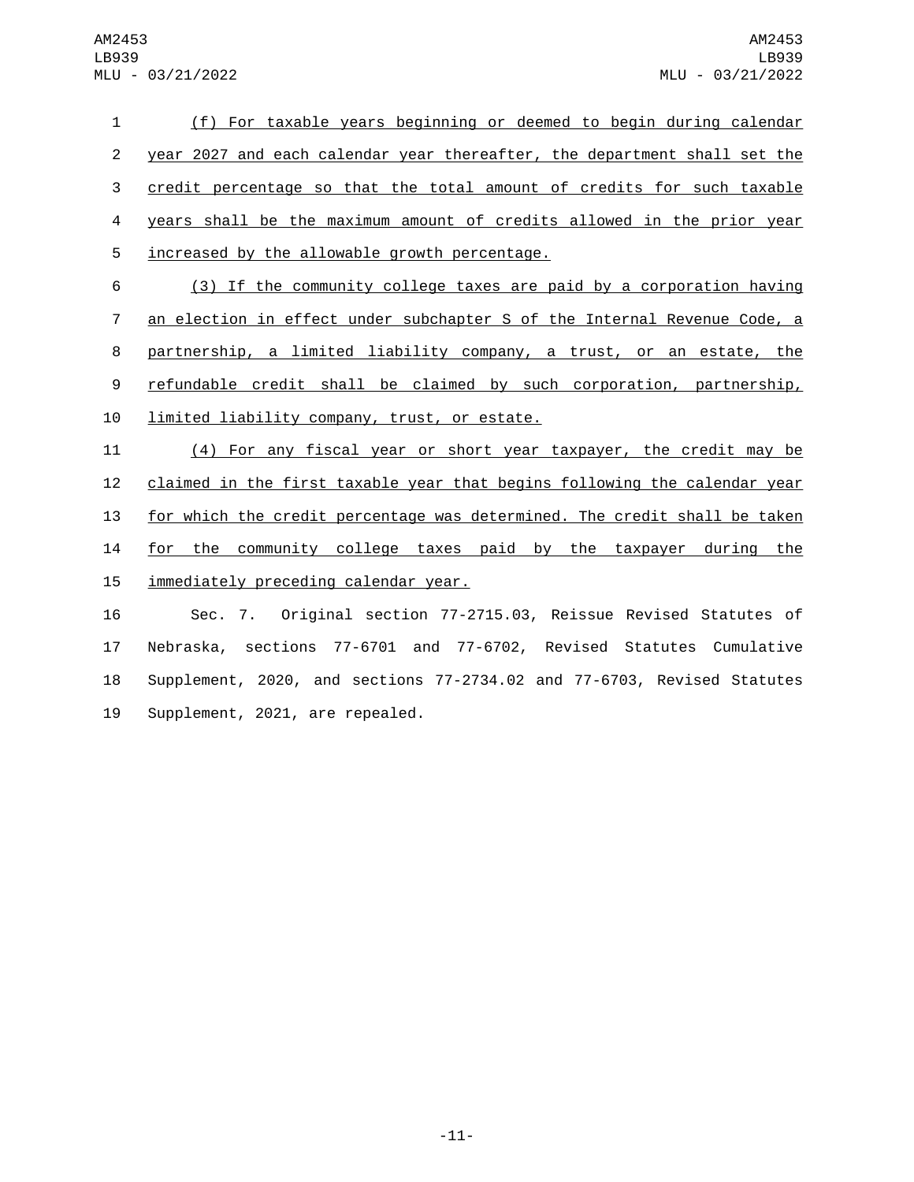(f) For taxable years beginning or deemed to begin during calendar year 2027 and each calendar year thereafter, the department shall set the credit percentage so that the total amount of credits for such taxable years shall be the maximum amount of credits allowed in the prior year increased by the allowable growth percentage.

(3) If the community college taxes are paid by a corporation having an election in effect under subchapter S of the Internal Revenue Code, a partnership, a limited liability company, a trust, or an estate, the refundable credit shall be claimed by such corporation, partnership, limited liability company, trust, or estate.

(4) For any fiscal year or short year taxpayer, the credit may be claimed in the first taxable year that begins following the calendar year for which the credit percentage was determined. The credit shall be taken for the community college taxes paid by the taxpayer during the immediately preceding calendar year.

Sec. 7. Original section 77-2715.03, Reissue Revised Statutes of Nebraska, sections 77-6701 and 77-6702, Revised Statutes Cumulative Supplement, 2020, and sections 77-2734.02 and 77-6703, Revised Statutes Supplement, 2021, are repealed.